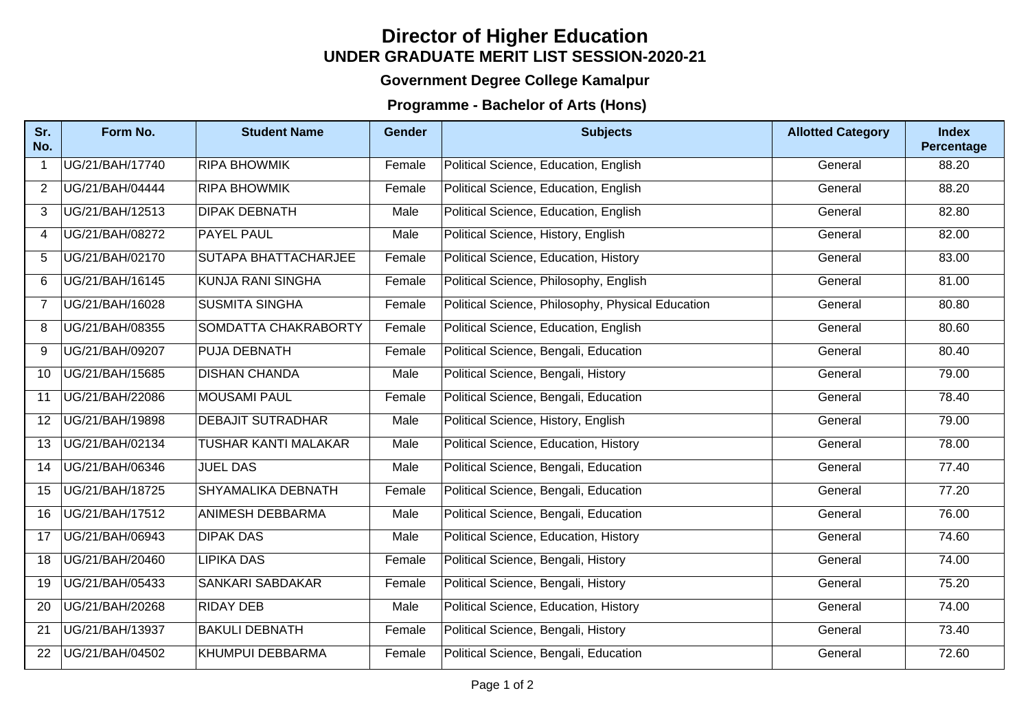# Director of Higher Education

## UNDER GRADUATE MERIT LIST SESSION-2020-21

### Government Degree College Kamalpur

### Programme - Bachelor of Arts (Hons)

| Sr. No. | Form No. | Student Name | Gender | Subjects | Allotted Category | Index Percentage |
|---|---|---|---|---|---|---|
| 1 | UG/21/BAH/17740 | RIPA BHOWMIK | Female | Political Science, Education, English | General | 88.20 |
| 2 | UG/21/BAH/04444 | RIPA BHOWMIK | Female | Political Science, Education, English | General | 88.20 |
| 3 | UG/21/BAH/12513 | DIPAK DEBNATH | Male | Political Science, Education, English | General | 82.80 |
| 4 | UG/21/BAH/08272 | PAYEL PAUL | Male | Political Science, History, English | General | 82.00 |
| 5 | UG/21/BAH/02170 | SUTAPA BHATTACHARJEE | Female | Political Science, Education, History | General | 83.00 |
| 6 | UG/21/BAH/16145 | KUNJA RANI SINGHA | Female | Political Science, Philosophy, English | General | 81.00 |
| 7 | UG/21/BAH/16028 | SUSMITA SINGHA | Female | Political Science, Philosophy, Physical Education | General | 80.80 |
| 8 | UG/21/BAH/08355 | SOMDATTA CHAKRABORTY | Female | Political Science, Education, English | General | 80.60 |
| 9 | UG/21/BAH/09207 | PUJA DEBNATH | Female | Political Science, Bengali, Education | General | 80.40 |
| 10 | UG/21/BAH/15685 | DISHAN CHANDA | Male | Political Science, Bengali, History | General | 79.00 |
| 11 | UG/21/BAH/22086 | MOUSAMI PAUL | Female | Political Science, Bengali, Education | General | 78.40 |
| 12 | UG/21/BAH/19898 | DEBAJIT SUTRADHAR | Male | Political Science, History, English | General | 79.00 |
| 13 | UG/21/BAH/02134 | TUSHAR KANTI MALAKAR | Male | Political Science, Education, History | General | 78.00 |
| 14 | UG/21/BAH/06346 | JUEL DAS | Male | Political Science, Bengali, Education | General | 77.40 |
| 15 | UG/21/BAH/18725 | SHYAMALIKA DEBNATH | Female | Political Science, Bengali, Education | General | 77.20 |
| 16 | UG/21/BAH/17512 | ANIMESH DEBBARMA | Male | Political Science, Bengali, Education | General | 76.00 |
| 17 | UG/21/BAH/06943 | DIPAK DAS | Male | Political Science, Education, History | General | 74.60 |
| 18 | UG/21/BAH/20460 | LIPIKA DAS | Female | Political Science, Bengali, History | General | 74.00 |
| 19 | UG/21/BAH/05433 | SANKARI SABDAKAR | Female | Political Science, Bengali, History | General | 75.20 |
| 20 | UG/21/BAH/20268 | RIDAY DEB | Male | Political Science, Education, History | General | 74.00 |
| 21 | UG/21/BAH/13937 | BAKULI DEBNATH | Female | Political Science, Bengali, History | General | 73.40 |
| 22 | UG/21/BAH/04502 | KHUMPUI DEBBARMA | Female | Political Science, Bengali, Education | General | 72.60 |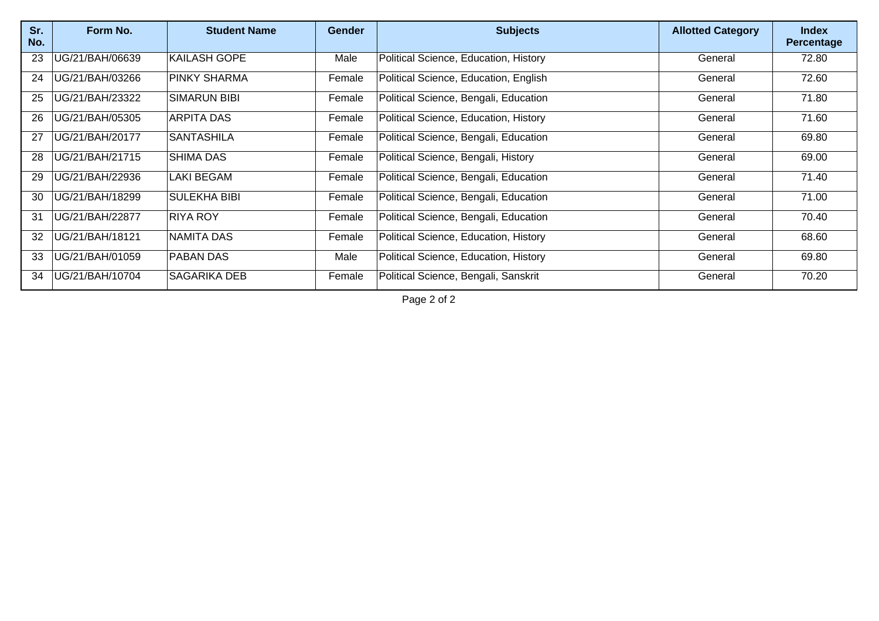| Sr. No. | Form No. | Student Name | Gender | Subjects | Allotted Category | Index Percentage |
|---|---|---|---|---|---|---|
| 23 | UG/21/BAH/06639 | KAILASH GOPE | Male | Political Science, Education, History | General | 72.80 |
| 24 | UG/21/BAH/03266 | PINKY SHARMA | Female | Political Science, Education, English | General | 72.60 |
| 25 | UG/21/BAH/23322 | SIMARUN BIBI | Female | Political Science, Bengali, Education | General | 71.80 |
| 26 | UG/21/BAH/05305 | ARPITA DAS | Female | Political Science, Education, History | General | 71.60 |
| 27 | UG/21/BAH/20177 | SANTASHILA | Female | Political Science, Bengali, Education | General | 69.80 |
| 28 | UG/21/BAH/21715 | SHIMA DAS | Female | Political Science, Bengali, History | General | 69.00 |
| 29 | UG/21/BAH/22936 | LAKI BEGAM | Female | Political Science, Bengali, Education | General | 71.40 |
| 30 | UG/21/BAH/18299 | SULEKHA BIBI | Female | Political Science, Bengali, Education | General | 71.00 |
| 31 | UG/21/BAH/22877 | RIYA ROY | Female | Political Science, Bengali, Education | General | 70.40 |
| 32 | UG/21/BAH/18121 | NAMITA DAS | Female | Political Science, Education, History | General | 68.60 |
| 33 | UG/21/BAH/01059 | PABAN DAS | Male | Political Science, Education, History | General | 69.80 |
| 34 | UG/21/BAH/10704 | SAGARIKA DEB | Female | Political Science, Bengali, Sanskrit | General | 70.20 |